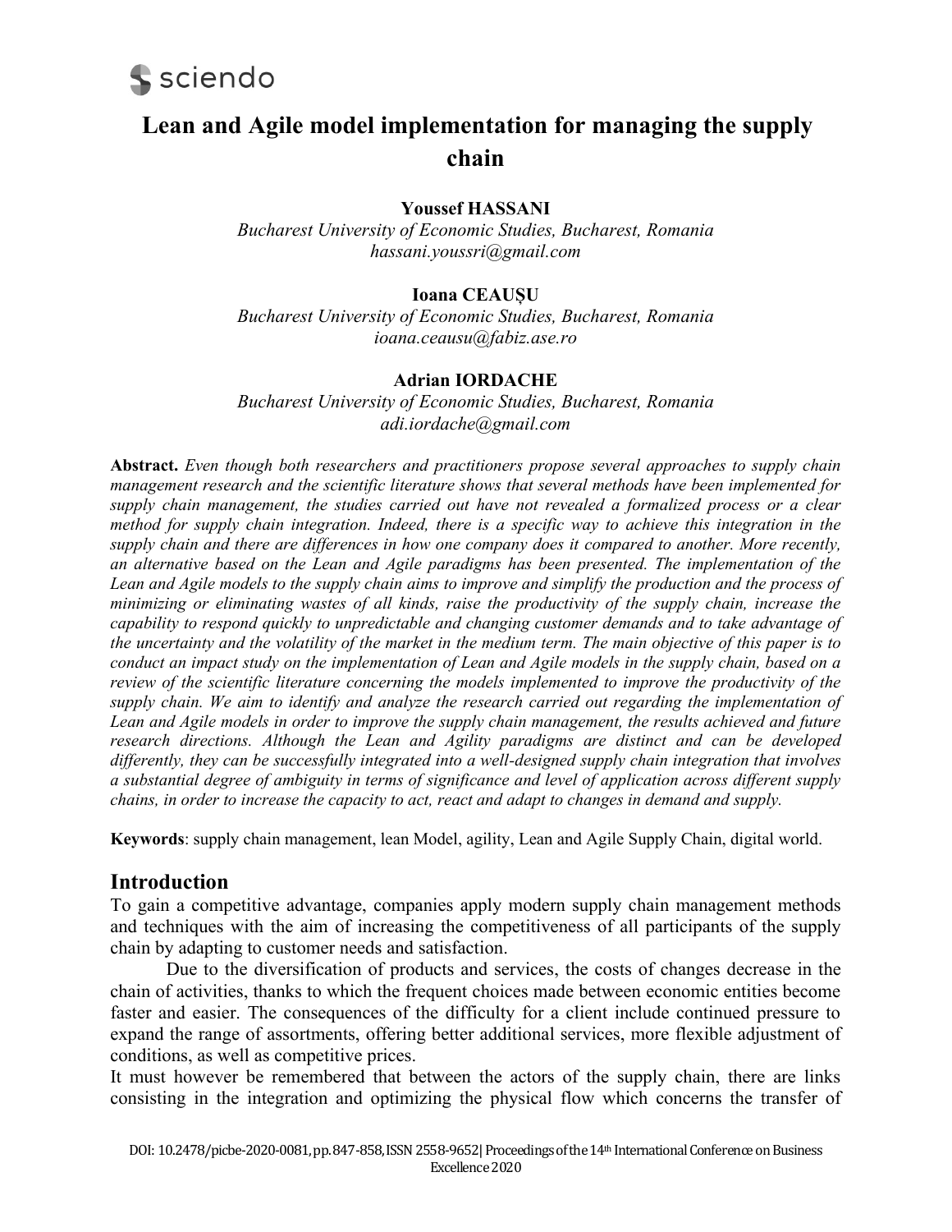# Lean and Agile model implementation for managing the supply chain

**Youssef HASSANI**

*Bucharest University of Economic Studies, Bucharest, Romania*
*hassani.youssri@gmail.com*

**Ioana CEAUȘU**

*Bucharest University of Economic Studies, Bucharest, Romania*
*ioana.ceausu@fabiz.ase.ro*

**Adrian IORDACHE**

*Bucharest University of Economic Studies, Bucharest, Romania*
*adi.iordache@gmail.com*

**Abstract.** *Even though both researchers and practitioners propose several approaches to supply chain management research and the scientific literature shows that several methods have been implemented for supply chain management, the studies carried out have not revealed a formalized process or a clear method for supply chain integration. Indeed, there is a specific way to achieve this integration in the supply chain and there are differences in how one company does it compared to another. More recently, an alternative based on the Lean and Agile paradigms has been presented. The implementation of the Lean and Agile models to the supply chain aims to improve and simplify the production and the process of minimizing or eliminating wastes of all kinds, raise the productivity of the supply chain, increase the capability to respond quickly to unpredictable and changing customer demands and to take advantage of the uncertainty and the volatility of the market in the medium term. The main objective of this paper is to conduct an impact study on the implementation of Lean and Agile models in the supply chain, based on a review of the scientific literature concerning the models implemented to improve the productivity of the supply chain. We aim to identify and analyze the research carried out regarding the implementation of Lean and Agile models in order to improve the supply chain management, the results achieved and future research directions. Although the Lean and Agility paradigms are distinct and can be developed differently, they can be successfully integrated into a well-designed supply chain integration that involves a substantial degree of ambiguity in terms of significance and level of application across different supply chains, in order to increase the capacity to act, react and adapt to changes in demand and supply.*

**Keywords**: supply chain management, lean Model, agility, Lean and Agile Supply Chain, digital world.

## Introduction

To gain a competitive advantage, companies apply modern supply chain management methods and techniques with the aim of increasing the competitiveness of all participants of the supply chain by adapting to customer needs and satisfaction.

Due to the diversification of products and services, the costs of changes decrease in the chain of activities, thanks to which the frequent choices made between economic entities become faster and easier. The consequences of the difficulty for a client include continued pressure to expand the range of assortments, offering better additional services, more flexible adjustment of conditions, as well as competitive prices.

It must however be remembered that between the actors of the supply chain, there are links consisting in the integration and optimizing the physical flow which concerns the transfer of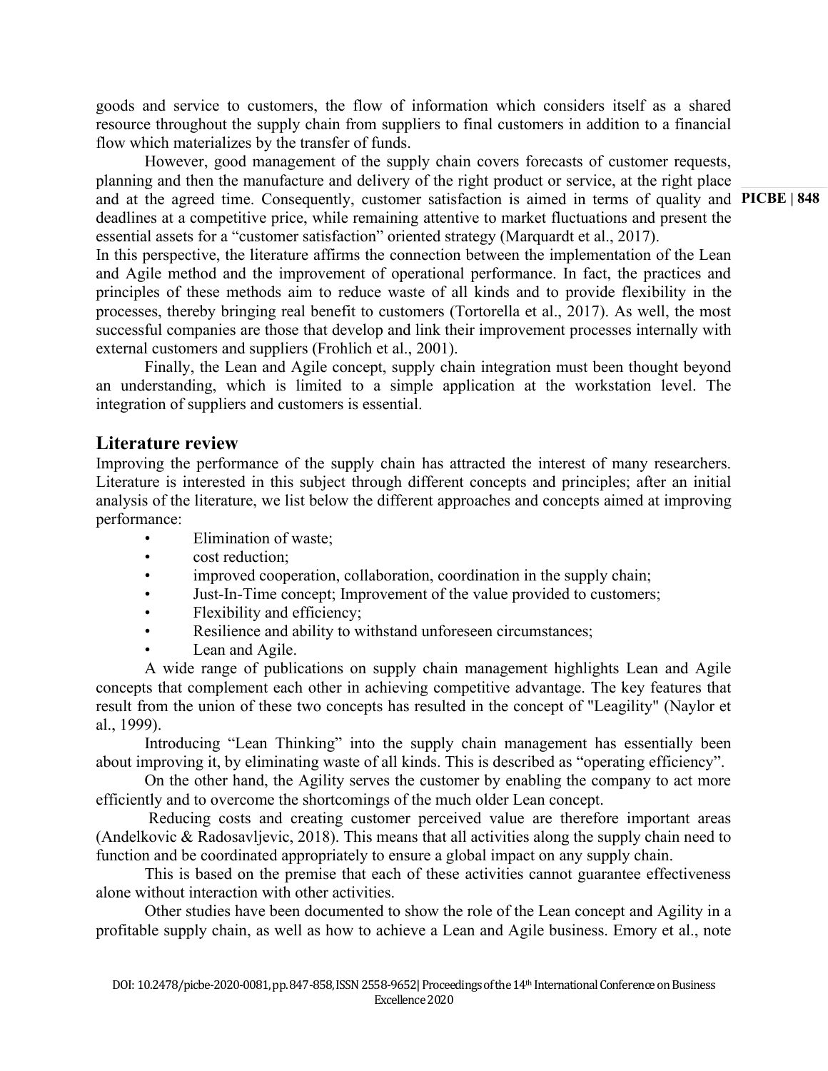goods and service to customers, the flow of information which considers itself as a shared resource throughout the supply chain from suppliers to final customers in addition to a financial flow which materializes by the transfer of funds.

However, good management of the supply chain covers forecasts of customer requests, planning and then the manufacture and delivery of the right product or service, at the right place and at the agreed time. Consequently, customer satisfaction is aimed in terms of quality and deadlines at a competitive price, while remaining attentive to market fluctuations and present the essential assets for a "customer satisfaction" oriented strategy (Marquardt et al., 2017).

In this perspective, the literature affirms the connection between the implementation of the Lean and Agile method and the improvement of operational performance. In fact, the practices and principles of these methods aim to reduce waste of all kinds and to provide flexibility in the processes, thereby bringing real benefit to customers (Tortorella et al., 2017). As well, the most successful companies are those that develop and link their improvement processes internally with external customers and suppliers (Frohlich et al., 2001).

Finally, the Lean and Agile concept, supply chain integration must been thought beyond an understanding, which is limited to a simple application at the workstation level. The integration of suppliers and customers is essential.

## Literature review

Improving the performance of the supply chain has attracted the interest of many researchers. Literature is interested in this subject through different concepts and principles; after an initial analysis of the literature, we list below the different approaches and concepts aimed at improving performance:

- Elimination of waste;
- cost reduction;
- improved cooperation, collaboration, coordination in the supply chain;
- Just-In-Time concept; Improvement of the value provided to customers;
- Flexibility and efficiency;
- Resilience and ability to withstand unforeseen circumstances;
- Lean and Agile.

A wide range of publications on supply chain management highlights Lean and Agile concepts that complement each other in achieving competitive advantage. The key features that result from the union of these two concepts has resulted in the concept of "Leagility" (Naylor et al., 1999).

Introducing "Lean Thinking" into the supply chain management has essentially been about improving it, by eliminating waste of all kinds. This is described as "operating efficiency".

On the other hand, the Agility serves the customer by enabling the company to act more efficiently and to overcome the shortcomings of the much older Lean concept.

Reducing costs and creating customer perceived value are therefore important areas (Andelkovic & Radosavljevic, 2018). This means that all activities along the supply chain need to function and be coordinated appropriately to ensure a global impact on any supply chain.

This is based on the premise that each of these activities cannot guarantee effectiveness alone without interaction with other activities.

Other studies have been documented to show the role of the Lean concept and Agility in a profitable supply chain, as well as how to achieve a Lean and Agile business. Emory et al., note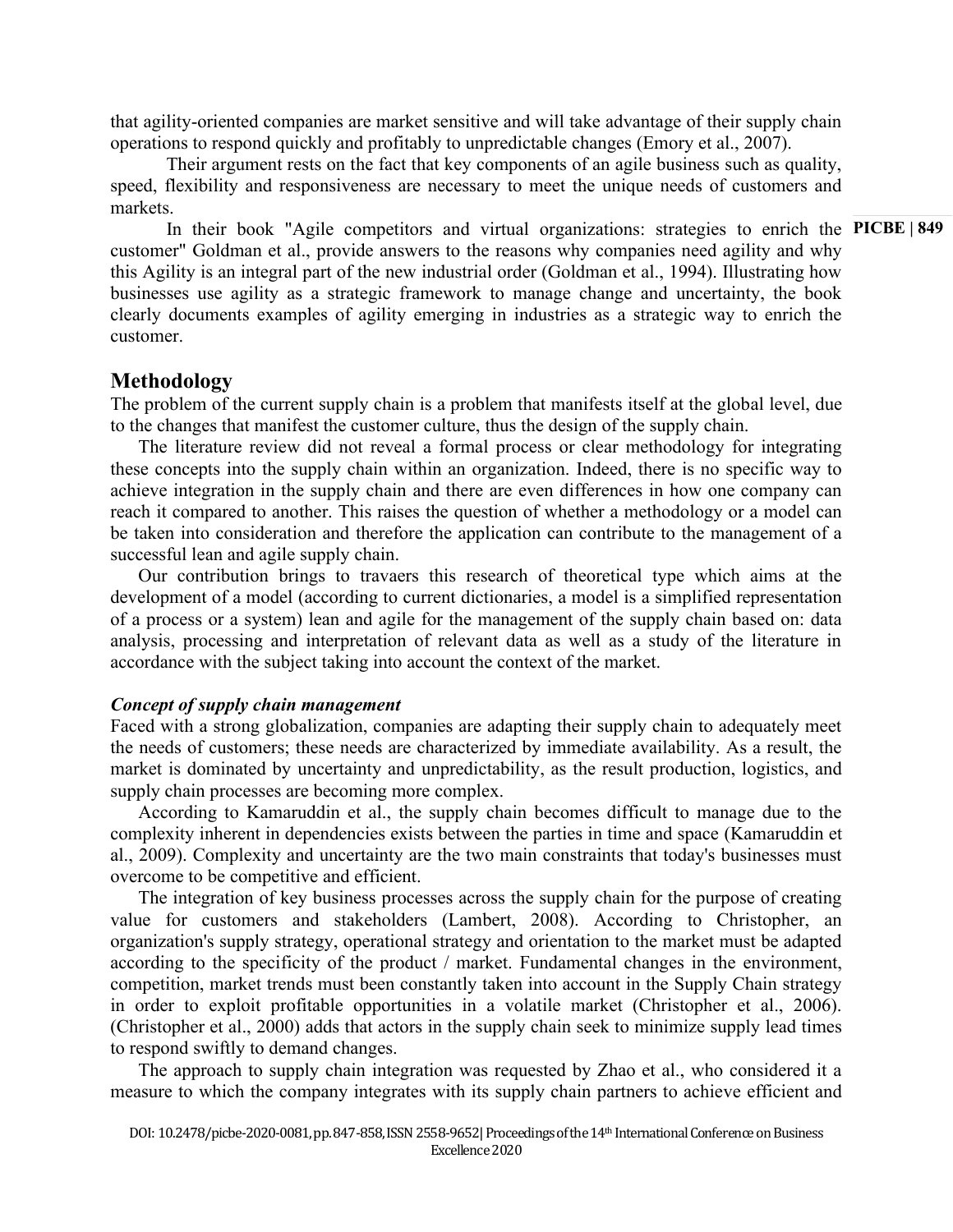that agility-oriented companies are market sensitive and will take advantage of their supply chain operations to respond quickly and profitably to unpredictable changes (Emory et al., 2007).

Their argument rests on the fact that key components of an agile business such as quality, speed, flexibility and responsiveness are necessary to meet the unique needs of customers and markets.

In their book "Agile competitors and virtual organizations: strategies to enrich the customer" Goldman et al., provide answers to the reasons why companies need agility and why this Agility is an integral part of the new industrial order (Goldman et al., 1994). Illustrating how businesses use agility as a strategic framework to manage change and uncertainty, the book clearly documents examples of agility emerging in industries as a strategic way to enrich the customer.

## Methodology

The problem of the current supply chain is a problem that manifests itself at the global level, due to the changes that manifest the customer culture, thus the design of the supply chain.

The literature review did not reveal a formal process or clear methodology for integrating these concepts into the supply chain within an organization. Indeed, there is no specific way to achieve integration in the supply chain and there are even differences in how one company can reach it compared to another. This raises the question of whether a methodology or a model can be taken into consideration and therefore the application can contribute to the management of a successful lean and agile supply chain.

Our contribution brings to travaers this research of theoretical type which aims at the development of a model (according to current dictionaries, a model is a simplified representation of a process or a system) lean and agile for the management of the supply chain based on: data analysis, processing and interpretation of relevant data as well as a study of the literature in accordance with the subject taking into account the context of the market.

### *Concept of supply chain management*

Faced with a strong globalization, companies are adapting their supply chain to adequately meet the needs of customers; these needs are characterized by immediate availability. As a result, the market is dominated by uncertainty and unpredictability, as the result production, logistics, and supply chain processes are becoming more complex.

According to Kamaruddin et al., the supply chain becomes difficult to manage due to the complexity inherent in dependencies exists between the parties in time and space (Kamaruddin et al., 2009). Complexity and uncertainty are the two main constraints that today's businesses must overcome to be competitive and efficient.

The integration of key business processes across the supply chain for the purpose of creating value for customers and stakeholders (Lambert, 2008). According to Christopher, an organization's supply strategy, operational strategy and orientation to the market must be adapted according to the specificity of the product / market. Fundamental changes in the environment, competition, market trends must been constantly taken into account in the Supply Chain strategy in order to exploit profitable opportunities in a volatile market (Christopher et al., 2006). (Christopher et al., 2000) adds that actors in the supply chain seek to minimize supply lead times to respond swiftly to demand changes.

The approach to supply chain integration was requested by Zhao et al., who considered it a measure to which the company integrates with its supply chain partners to achieve efficient and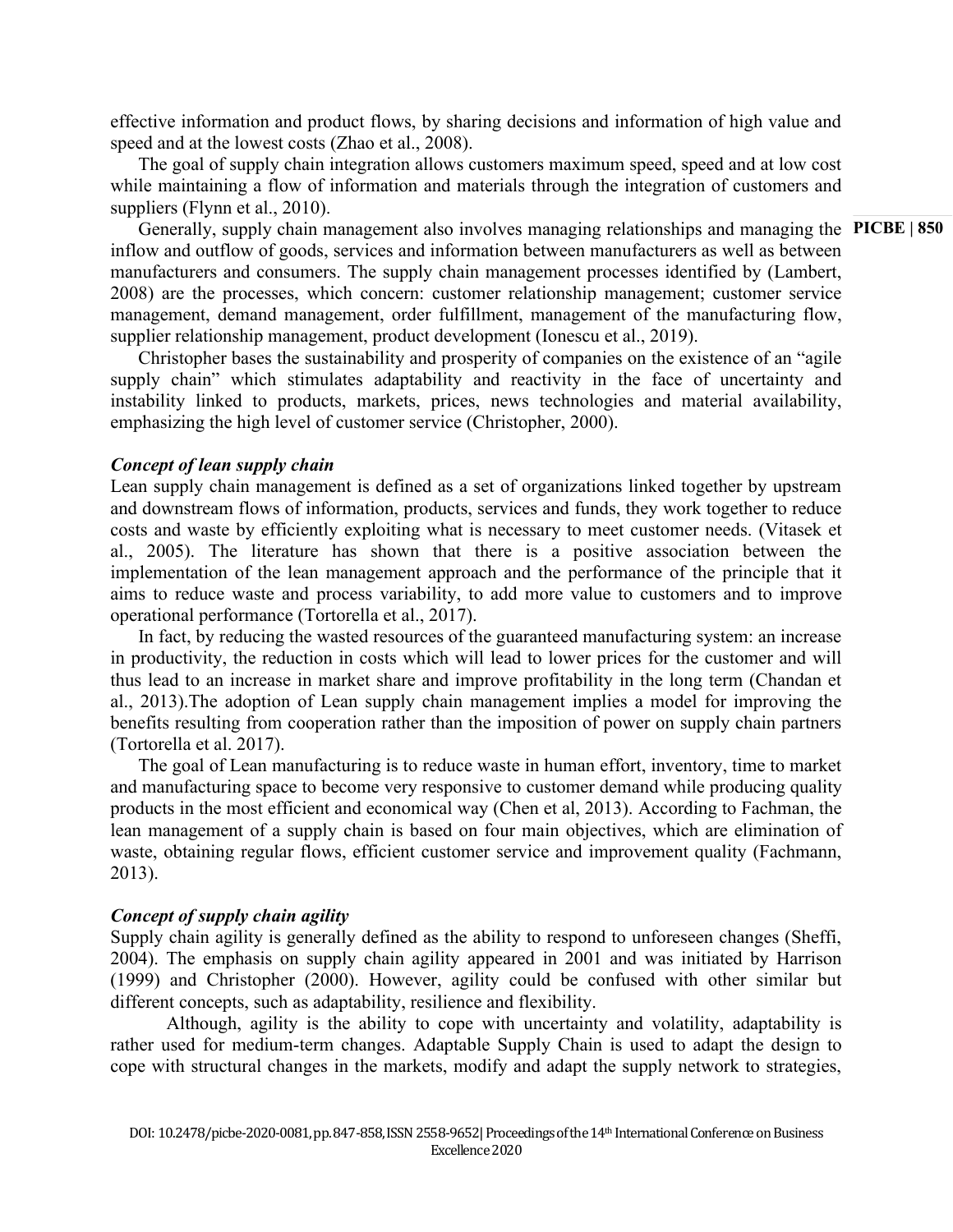effective information and product flows, by sharing decisions and information of high value and speed and at the lowest costs (Zhao et al., 2008).

The goal of supply chain integration allows customers maximum speed, speed and at low cost while maintaining a flow of information and materials through the integration of customers and suppliers (Flynn et al., 2010).

Generally, supply chain management also involves managing relationships and managing the inflow and outflow of goods, services and information between manufacturers as well as between manufacturers and consumers. The supply chain management processes identified by (Lambert, 2008) are the processes, which concern: customer relationship management; customer service management, demand management, order fulfillment, management of the manufacturing flow, supplier relationship management, product development (Ionescu et al., 2019).

Christopher bases the sustainability and prosperity of companies on the existence of an "agile supply chain" which stimulates adaptability and reactivity in the face of uncertainty and instability linked to products, markets, prices, news technologies and material availability, emphasizing the high level of customer service (Christopher, 2000).

***Concept of lean supply chain***

Lean supply chain management is defined as a set of organizations linked together by upstream and downstream flows of information, products, services and funds, they work together to reduce costs and waste by efficiently exploiting what is necessary to meet customer needs. (Vitasek et al., 2005). The literature has shown that there is a positive association between the implementation of the lean management approach and the performance of the principle that it aims to reduce waste and process variability, to add more value to customers and to improve operational performance (Tortorella et al., 2017).

In fact, by reducing the wasted resources of the guaranteed manufacturing system: an increase in productivity, the reduction in costs which will lead to lower prices for the customer and will thus lead to an increase in market share and improve profitability in the long term (Chandan et al., 2013).The adoption of Lean supply chain management implies a model for improving the benefits resulting from cooperation rather than the imposition of power on supply chain partners (Tortorella et al. 2017).

The goal of Lean manufacturing is to reduce waste in human effort, inventory, time to market and manufacturing space to become very responsive to customer demand while producing quality products in the most efficient and economical way (Chen et al, 2013). According to Fachman, the lean management of a supply chain is based on four main objectives, which are elimination of waste, obtaining regular flows, efficient customer service and improvement quality (Fachmann, 2013).

***Concept of supply chain agility***

Supply chain agility is generally defined as the ability to respond to unforeseen changes (Sheffi, 2004). The emphasis on supply chain agility appeared in 2001 and was initiated by Harrison (1999) and Christopher (2000). However, agility could be confused with other similar but different concepts, such as adaptability, resilience and flexibility.

Although, agility is the ability to cope with uncertainty and volatility, adaptability is rather used for medium-term changes. Adaptable Supply Chain is used to adapt the design to cope with structural changes in the markets, modify and adapt the supply network to strategies,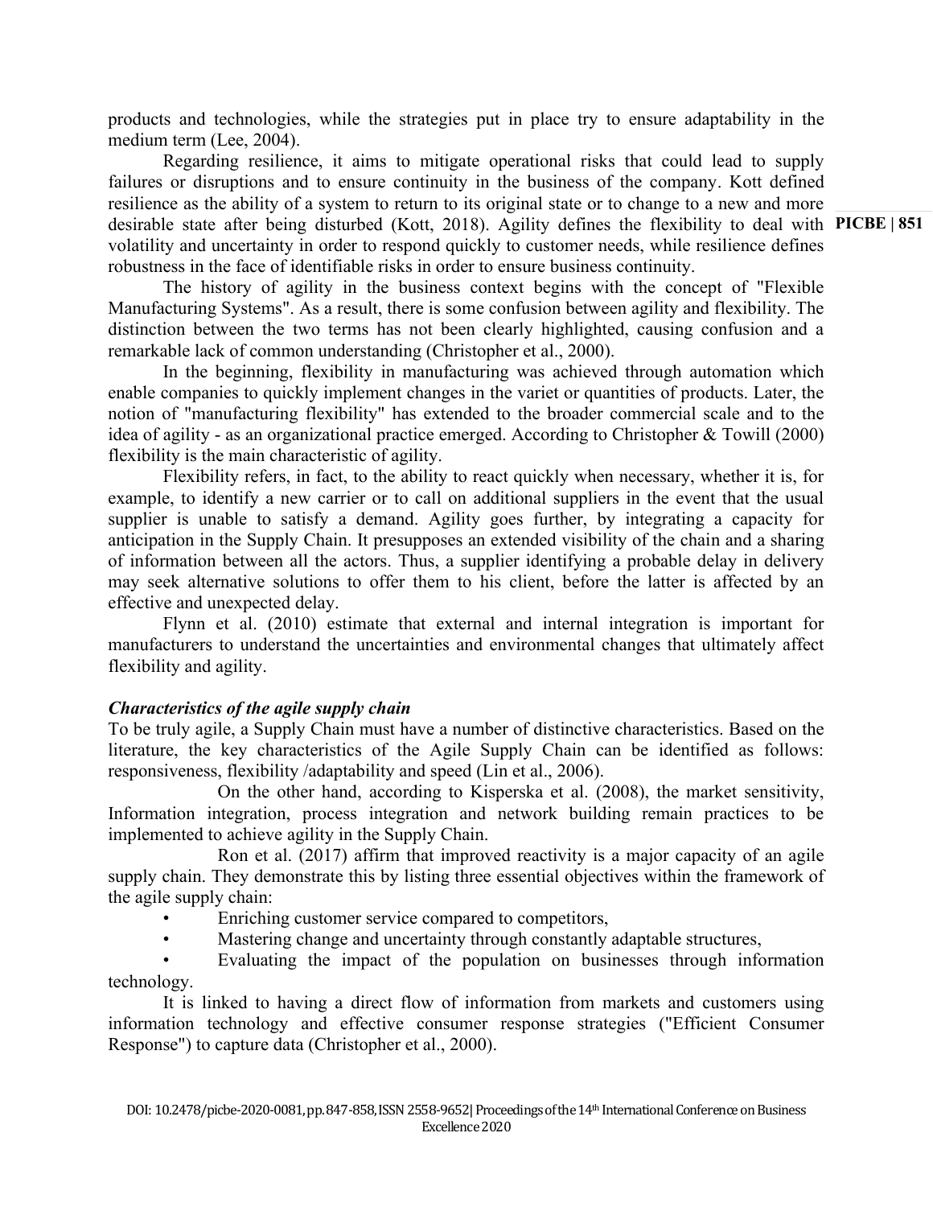products and technologies, while the strategies put in place try to ensure adaptability in the medium term (Lee, 2004).

Regarding resilience, it aims to mitigate operational risks that could lead to supply failures or disruptions and to ensure continuity in the business of the company. Kott defined resilience as the ability of a system to return to its original state or to change to a new and more desirable state after being disturbed (Kott, 2018). Agility defines the flexibility to deal with volatility and uncertainty in order to respond quickly to customer needs, while resilience defines robustness in the face of identifiable risks in order to ensure business continuity.

The history of agility in the business context begins with the concept of "Flexible Manufacturing Systems". As a result, there is some confusion between agility and flexibility. The distinction between the two terms has not been clearly highlighted, causing confusion and a remarkable lack of common understanding (Christopher et al., 2000).

In the beginning, flexibility in manufacturing was achieved through automation which enable companies to quickly implement changes in the variet or quantities of products. Later, the notion of "manufacturing flexibility" has extended to the broader commercial scale and to the idea of agility - as an organizational practice emerged. According to Christopher & Towill (2000) flexibility is the main characteristic of agility.

Flexibility refers, in fact, to the ability to react quickly when necessary, whether it is, for example, to identify a new carrier or to call on additional suppliers in the event that the usual supplier is unable to satisfy a demand. Agility goes further, by integrating a capacity for anticipation in the Supply Chain. It presupposes an extended visibility of the chain and a sharing of information between all the actors. Thus, a supplier identifying a probable delay in delivery may seek alternative solutions to offer them to his client, before the latter is affected by an effective and unexpected delay.

Flynn et al. (2010) estimate that external and internal integration is important for manufacturers to understand the uncertainties and environmental changes that ultimately affect flexibility and agility.

***Characteristics of the agile supply chain***

To be truly agile, a Supply Chain must have a number of distinctive characteristics. Based on the literature, the key characteristics of the Agile Supply Chain can be identified as follows: responsiveness, flexibility /adaptability and speed (Lin et al., 2006).

On the other hand, according to Kisperska et al. (2008), the market sensitivity, Information integration, process integration and network building remain practices to be implemented to achieve agility in the Supply Chain.

Ron et al. (2017) affirm that improved reactivity is a major capacity of an agile supply chain. They demonstrate this by listing three essential objectives within the framework of the agile supply chain:

- Enriching customer service compared to competitors,
- Mastering change and uncertainty through constantly adaptable structures,
- Evaluating the impact of the population on businesses through information technology.

It is linked to having a direct flow of information from markets and customers using information technology and effective consumer response strategies ("Efficient Consumer Response") to capture data (Christopher et al., 2000).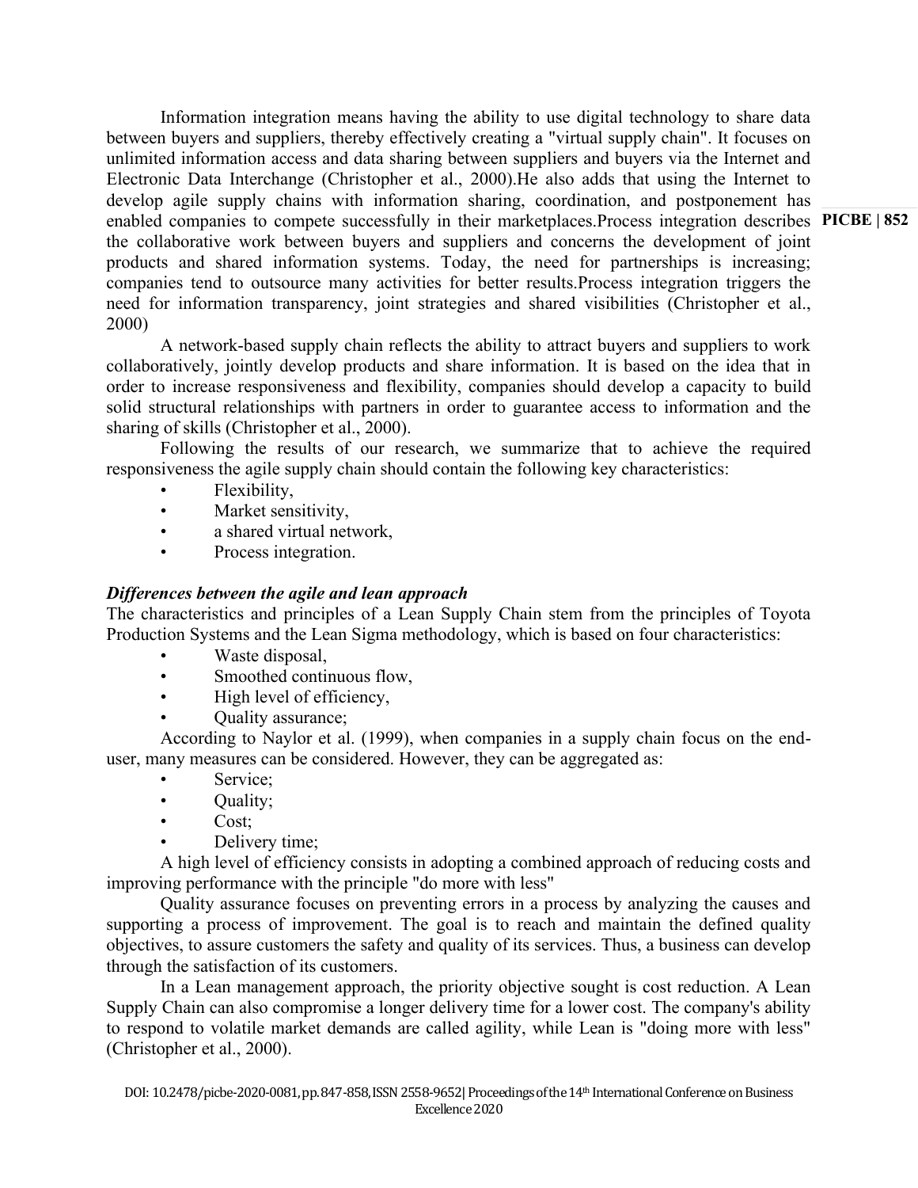Information integration means having the ability to use digital technology to share data between buyers and suppliers, thereby effectively creating a "virtual supply chain". It focuses on unlimited information access and data sharing between suppliers and buyers via the Internet and Electronic Data Interchange (Christopher et al., 2000).He also adds that using the Internet to develop agile supply chains with information sharing, coordination, and postponement has enabled companies to compete successfully in their marketplaces.Process integration describes the collaborative work between buyers and suppliers and concerns the development of joint products and shared information systems. Today, the need for partnerships is increasing; companies tend to outsource many activities for better results.Process integration triggers the need for information transparency, joint strategies and shared visibilities (Christopher et al., 2000)

A network-based supply chain reflects the ability to attract buyers and suppliers to work collaboratively, jointly develop products and share information. It is based on the idea that in order to increase responsiveness and flexibility, companies should develop a capacity to build solid structural relationships with partners in order to guarantee access to information and the sharing of skills (Christopher et al., 2000).

Following the results of our research, we summarize that to achieve the required responsiveness the agile supply chain should contain the following key characteristics:

- Flexibility,
- Market sensitivity,
- a shared virtual network,
- Process integration.

***Differences between the agile and lean approach***

The characteristics and principles of a Lean Supply Chain stem from the principles of Toyota Production Systems and the Lean Sigma methodology, which is based on four characteristics:

- Waste disposal,
- Smoothed continuous flow,
- High level of efficiency,
- Quality assurance;

According to Naylor et al. (1999), when companies in a supply chain focus on the end-user, many measures can be considered. However, they can be aggregated as:

- Service;
- Quality;
- Cost;
- Delivery time;

A high level of efficiency consists in adopting a combined approach of reducing costs and improving performance with the principle "do more with less"

Quality assurance focuses on preventing errors in a process by analyzing the causes and supporting a process of improvement. The goal is to reach and maintain the defined quality objectives, to assure customers the safety and quality of its services. Thus, a business can develop through the satisfaction of its customers.

In a Lean management approach, the priority objective sought is cost reduction. A Lean Supply Chain can also compromise a longer delivery time for a lower cost. The company's ability to respond to volatile market demands are called agility, while Lean is "doing more with less" (Christopher et al., 2000).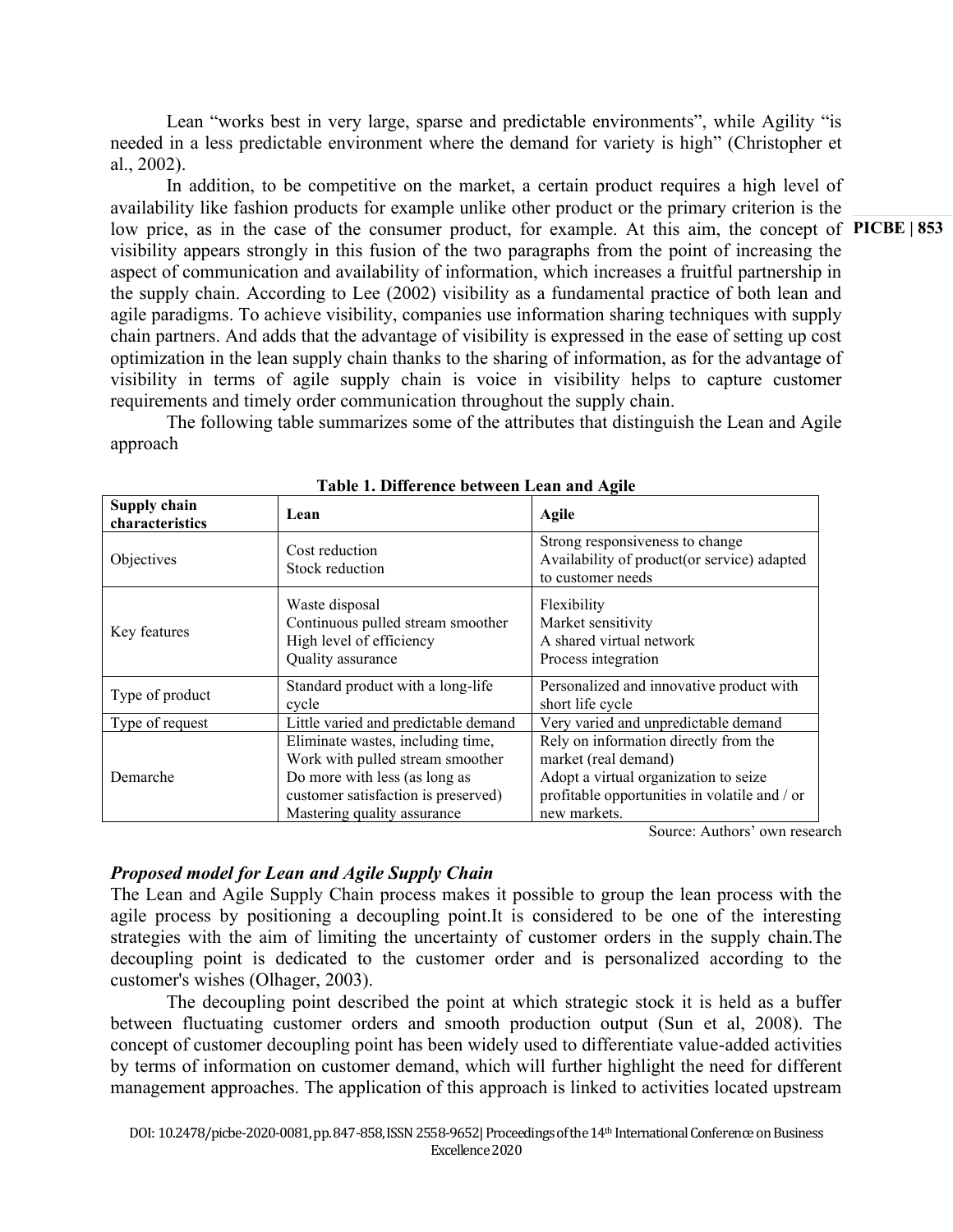Lean “works best in very large, sparse and predictable environments”, while Agility “is needed in a less predictable environment where the demand for variety is high” (Christopher et al., 2002).

In addition, to be competitive on the market, a certain product requires a high level of availability like fashion products for example unlike other product or the primary criterion is the low price, as in the case of the consumer product, for example. At this aim, the concept of visibility appears strongly in this fusion of the two paragraphs from the point of increasing the aspect of communication and availability of information, which increases a fruitful partnership in the supply chain. According to Lee (2002) visibility as a fundamental practice of both lean and agile paradigms. To achieve visibility, companies use information sharing techniques with supply chain partners. And adds that the advantage of visibility is expressed in the ease of setting up cost optimization in the lean supply chain thanks to the sharing of information, as for the advantage of visibility in terms of agile supply chain is voice in visibility helps to capture customer requirements and timely order communication throughout the supply chain.

The following table summarizes some of the attributes that distinguish the Lean and Agile approach

**Table 1. Difference between Lean and Agile**

| Supply chain characteristics | Lean | Agile |
|---|---|---|
| Objectives | Cost reduction<br>Stock reduction | Strong responsiveness to change<br>Availability of product(or service) adapted to customer needs |
| Key features | Waste disposal<br>Continuous pulled stream smoother<br>High level of efficiency<br>Quality assurance | Flexibility<br>Market sensitivity<br>A shared virtual network<br>Process integration |
| Type of product | Standard product with a long-life cycle | Personalized and innovative product with short life cycle |
| Type of request | Little varied and predictable demand | Very varied and unpredictable demand |
| Demarche | Eliminate wastes, including time,<br>Work with pulled stream smoother<br>Do more with less (as long as customer satisfaction is preserved)<br>Mastering quality assurance | Rely on information directly from the market (real demand)<br>Adopt a virtual organization to seize profitable opportunities in volatile and / or new markets. |

Source: Authors' own research

***Proposed model for Lean and Agile Supply Chain***

The Lean and Agile Supply Chain process makes it possible to group the lean process with the agile process by positioning a decoupling point.It is considered to be one of the interesting strategies with the aim of limiting the uncertainty of customer orders in the supply chain.The decoupling point is dedicated to the customer order and is personalized according to the customer's wishes (Olhager, 2003).

The decoupling point described the point at which strategic stock it is held as a buffer between fluctuating customer orders and smooth production output (Sun et al, 2008). The concept of customer decoupling point has been widely used to differentiate value-added activities by terms of information on customer demand, which will further highlight the need for different management approaches. The application of this approach is linked to activities located upstream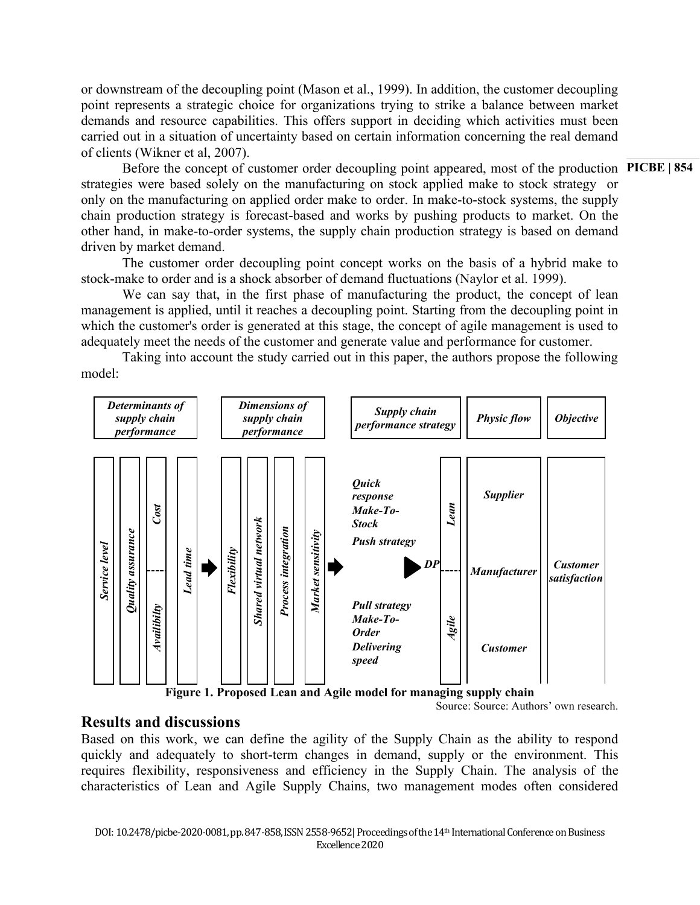or downstream of the decoupling point (Mason et al., 1999). In addition, the customer decoupling point represents a strategic choice for organizations trying to strike a balance between market demands and resource capabilities. This offers support in deciding which activities must been carried out in a situation of uncertainty based on certain information concerning the real demand of clients (Wikner et al, 2007).

Before the concept of customer order decoupling point appeared, most of the production strategies were based solely on the manufacturing on stock applied make to stock strategy or only on the manufacturing on applied order make to order. In make-to-stock systems, the supply chain production strategy is forecast-based and works by pushing products to market. On the other hand, in make-to-order systems, the supply chain production strategy is based on demand driven by market demand.

The customer order decoupling point concept works on the basis of a hybrid make to stock-make to order and is a shock absorber of demand fluctuations (Naylor et al. 1999).

We can say that, in the first phase of manufacturing the product, the concept of lean management is applied, until it reaches a decoupling point. Starting from the decoupling point in which the customer's order is generated at this stage, the concept of agile management is used to adequately meet the needs of the customer and generate value and performance for customer.

Taking into account the study carried out in this paper, the authors propose the following model:

| *Determinants of supply chain performance* | *Dimensions of supply chain performance* | *Supply chain performance strategy* | *Physic flow* | *Objective* |
|---|---|---|---|---|
| *Service level*<br>*Quality assurance*<br>*Cost* / *Availibilty*<br>*Lead time* | *Flexibility*<br>*Shared virtual network*<br>*Process integration*<br>*Market sensitivity* | *Quick response Make-To-Stock Push strategy* → *Lean*<br>*DP*<br>*Pull strategy Make-To-Order Delivering speed* → *Agile* | *Supplier*<br>*Manufacturer*<br>*Customer* | *Customer satisfaction* |

**Figure 1. Proposed Lean and Agile model for managing supply chain**

Source: Source: Authors' own research.

## Results and discussions

Based on this work, we can define the agility of the Supply Chain as the ability to respond quickly and adequately to short-term changes in demand, supply or the environment. This requires flexibility, responsiveness and efficiency in the Supply Chain. The analysis of the characteristics of Lean and Agile Supply Chains, two management modes often considered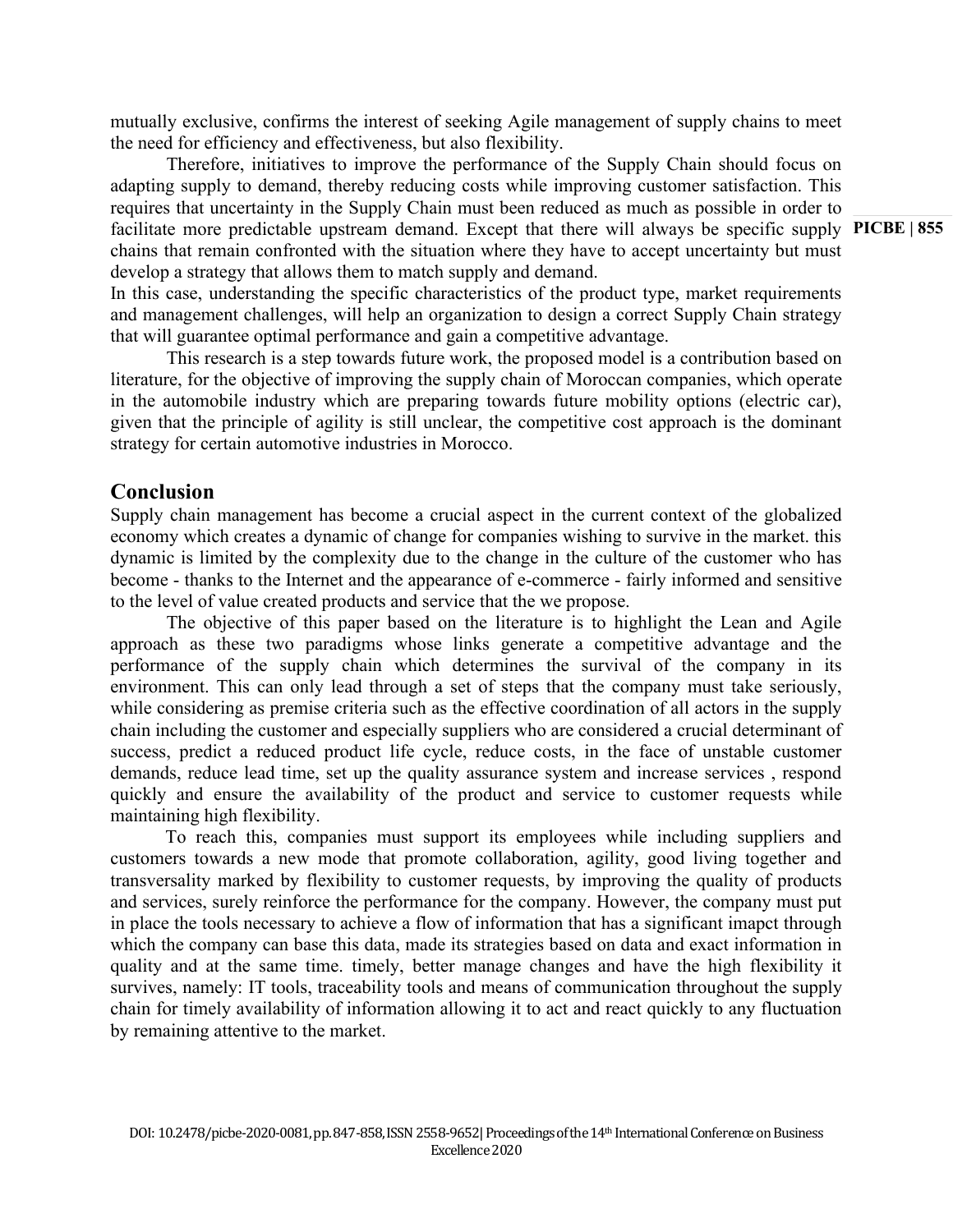mutually exclusive, confirms the interest of seeking Agile management of supply chains to meet the need for efficiency and effectiveness, but also flexibility.

Therefore, initiatives to improve the performance of the Supply Chain should focus on adapting supply to demand, thereby reducing costs while improving customer satisfaction. This requires that uncertainty in the Supply Chain must been reduced as much as possible in order to facilitate more predictable upstream demand. Except that there will always be specific supply chains that remain confronted with the situation where they have to accept uncertainty but must develop a strategy that allows them to match supply and demand.

In this case, understanding the specific characteristics of the product type, market requirements and management challenges, will help an organization to design a correct Supply Chain strategy that will guarantee optimal performance and gain a competitive advantage.

This research is a step towards future work, the proposed model is a contribution based on literature, for the objective of improving the supply chain of Moroccan companies, which operate in the automobile industry which are preparing towards future mobility options (electric car), given that the principle of agility is still unclear, the competitive cost approach is the dominant strategy for certain automotive industries in Morocco.

## Conclusion

Supply chain management has become a crucial aspect in the current context of the globalized economy which creates a dynamic of change for companies wishing to survive in the market. this dynamic is limited by the complexity due to the change in the culture of the customer who has become - thanks to the Internet and the appearance of e-commerce - fairly informed and sensitive to the level of value created products and service that the we propose.

The objective of this paper based on the literature is to highlight the Lean and Agile approach as these two paradigms whose links generate a competitive advantage and the performance of the supply chain which determines the survival of the company in its environment. This can only lead through a set of steps that the company must take seriously, while considering as premise criteria such as the effective coordination of all actors in the supply chain including the customer and especially suppliers who are considered a crucial determinant of success, predict a reduced product life cycle, reduce costs, in the face of unstable customer demands, reduce lead time, set up the quality assurance system and increase services , respond quickly and ensure the availability of the product and service to customer requests while maintaining high flexibility.

To reach this, companies must support its employees while including suppliers and customers towards a new mode that promote collaboration, agility, good living together and transversality marked by flexibility to customer requests, by improving the quality of products and services, surely reinforce the performance for the company. However, the company must put in place the tools necessary to achieve a flow of information that has a significant imapct through which the company can base this data, made its strategies based on data and exact information in quality and at the same time. timely, better manage changes and have the high flexibility it survives, namely: IT tools, traceability tools and means of communication throughout the supply chain for timely availability of information allowing it to act and react quickly to any fluctuation by remaining attentive to the market.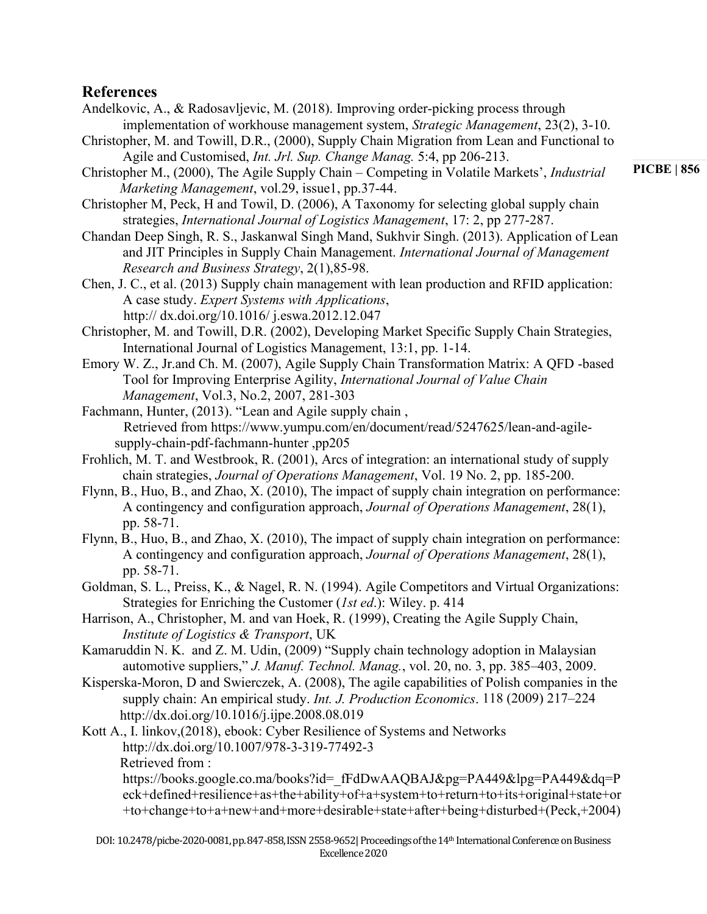## References

Andelkovic, A., & Radosavljevic, M. (2018). Improving order-picking process through implementation of workhouse management system, *Strategic Management*, 23(2), 3-10.

Christopher, M. and Towill, D.R., (2000), Supply Chain Migration from Lean and Functional to Agile and Customised, *Int. Jrl. Sup. Change Manag.* 5:4, pp 206-213.

Christopher M., (2000), The Agile Supply Chain – Competing in Volatile Markets', *Industrial Marketing Management*, vol.29, issue1, pp.37-44.

Christopher M, Peck, H and Towil, D. (2006), A Taxonomy for selecting global supply chain strategies, *International Journal of Logistics Management*, 17: 2, pp 277-287.

Chandan Deep Singh, R. S., Jaskanwal Singh Mand, Sukhvir Singh. (2013). Application of Lean and JIT Principles in Supply Chain Management. *International Journal of Management Research and Business Strategy*, 2(1),85-98.

Chen, J. C., et al. (2013) Supply chain management with lean production and RFID application: A case study. *Expert Systems with Applications*, http:// dx.doi.org/10.1016/ j.eswa.2012.12.047

Christopher, M. and Towill, D.R. (2002), Developing Market Specific Supply Chain Strategies, International Journal of Logistics Management, 13:1, pp. 1-14.

Emory W. Z., Jr.and Ch. M. (2007), Agile Supply Chain Transformation Matrix: A QFD -based Tool for Improving Enterprise Agility, *International Journal of Value Chain Management*, Vol.3, No.2, 2007, 281-303

Fachmann, Hunter, (2013). "Lean and Agile supply chain , Retrieved from https://www.yumpu.com/en/document/read/5247625/lean-and-agile-supply-chain-pdf-fachmann-hunter ,pp205

Frohlich, M. T. and Westbrook, R. (2001), Arcs of integration: an international study of supply chain strategies, *Journal of Operations Management*, Vol. 19 No. 2, pp. 185-200.

Flynn, B., Huo, B., and Zhao, X. (2010), The impact of supply chain integration on performance: A contingency and configuration approach, *Journal of Operations Management*, 28(1), pp. 58-71.

Flynn, B., Huo, B., and Zhao, X. (2010), The impact of supply chain integration on performance: A contingency and configuration approach, *Journal of Operations Management*, 28(1), pp. 58-71.

Goldman, S. L., Preiss, K., & Nagel, R. N. (1994). Agile Competitors and Virtual Organizations: Strategies for Enriching the Customer (*1st ed*.): Wiley. p. 414

Harrison, A., Christopher, M. and van Hoek, R. (1999), Creating the Agile Supply Chain, *Institute of Logistics & Transport*, UK

Kamaruddin N. K. and Z. M. Udin, (2009) "Supply chain technology adoption in Malaysian automotive suppliers," *J. Manuf. Technol. Manag.*, vol. 20, no. 3, pp. 385–403, 2009.

Kisperska-Moron, D and Swierczek, A. (2008), The agile capabilities of Polish companies in the supply chain: An empirical study. *Int. J. Production Economics*. 118 (2009) 217–224 http://dx.doi.org/10.1016/j.ijpe.2008.08.019

Kott A., I. linkov,(2018), ebook: Cyber Resilience of Systems and Networks http://dx.doi.org/10.1007/978-3-319-77492-3 Retrieved from : https://books.google.co.ma/books?id=_fFdDwAAQBAJ&pg=PA449&lpg=PA449&dq=Peck+defined+resilience+as+the+ability+of+a+system+to+return+to+its+original+state+or+to+change+to+a+new+and+more+desirable+state+after+being+disturbed+(Peck,+2004)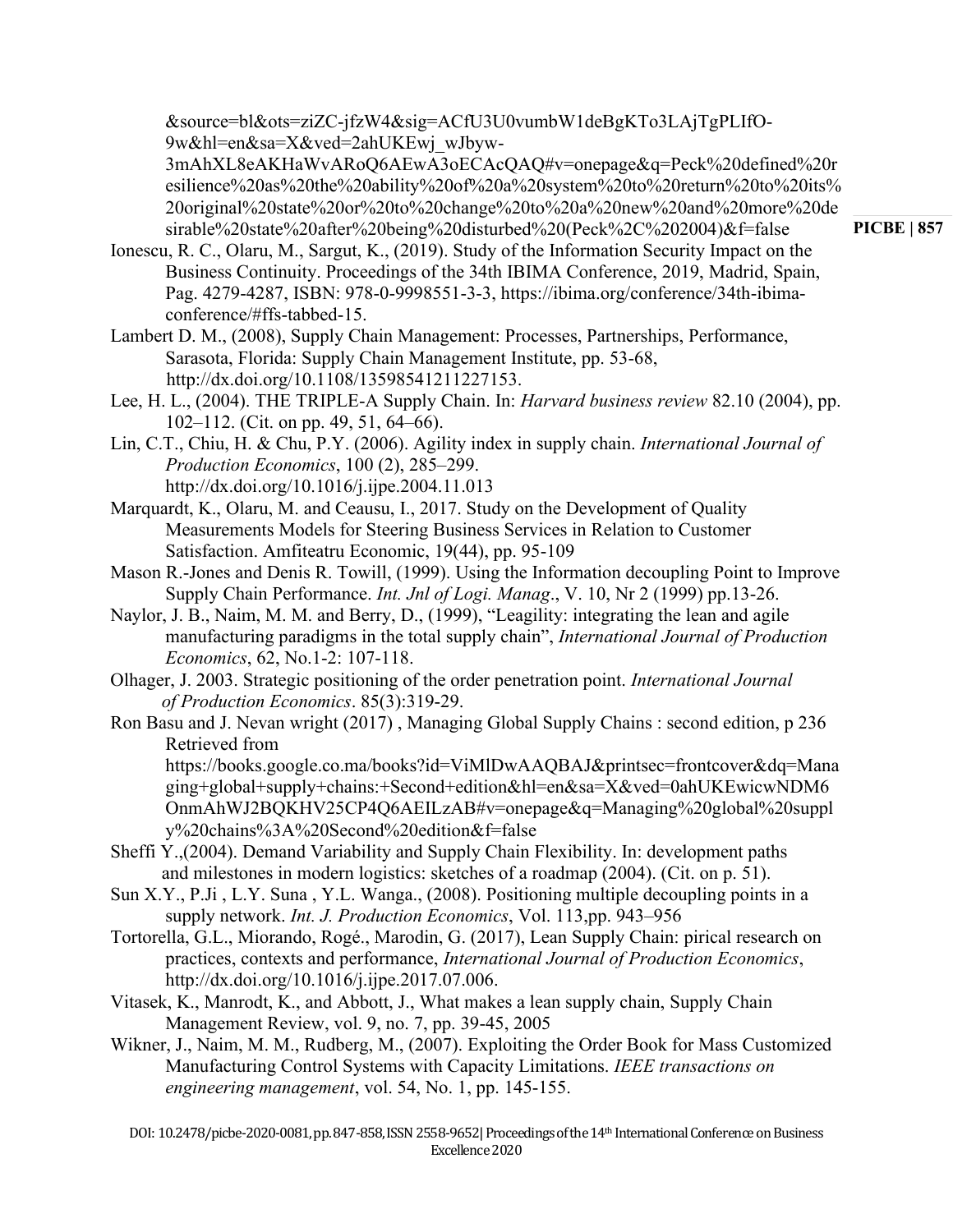&source=bl&ots=ziZC-jfzW4&sig=ACfU3U0vumbW1deBgKTo3LAjTgPLIfO-9w&hl=en&sa=X&ved=2ahUKEwj_wJbyw-3mAhXL8eAKHaWvARoQ6AEwA3oECAcQAQ#v=onepage&q=Peck%20defined%20resilience%20as%20the%20ability%20of%20a%20system%20to%20return%20to%20its%20original%20state%20or%20to%20change%20to%20a%20new%20and%20more%20desirable%20state%20after%20being%20disturbed%20(Peck%2C%202004)&f=false

Ionescu, R. C., Olaru, M., Sargut, K., (2019). Study of the Information Security Impact on the Business Continuity. Proceedings of the 34th IBIMA Conference, 2019, Madrid, Spain, Pag. 4279-4287, ISBN: 978-0-9998551-3-3, https://ibima.org/conference/34th-ibima-conference/#ffs-tabbed-15.

Lambert D. M., (2008), Supply Chain Management: Processes, Partnerships, Performance, Sarasota, Florida: Supply Chain Management Institute, pp. 53-68, http://dx.doi.org/10.1108/13598541211227153.

Lee, H. L., (2004). THE TRIPLE-A Supply Chain. In: *Harvard business review* 82.10 (2004), pp. 102–112. (Cit. on pp. 49, 51, 64–66).

Lin, C.T., Chiu, H. & Chu, P.Y. (2006). Agility index in supply chain. *International Journal of Production Economics*, 100 (2), 285–299. http://dx.doi.org/10.1016/j.ijpe.2004.11.013

Marquardt, K., Olaru, M. and Ceausu, I., 2017. Study on the Development of Quality Measurements Models for Steering Business Services in Relation to Customer Satisfaction. Amfiteatru Economic, 19(44), pp. 95-109

Mason R.-Jones and Denis R. Towill, (1999). Using the Information decoupling Point to Improve Supply Chain Performance. *Int. Jnl of Logi. Manag*., V. 10, Nr 2 (1999) pp.13-26.

Naylor, J. B., Naim, M. M. and Berry, D., (1999), "Leagility: integrating the lean and agile manufacturing paradigms in the total supply chain", *International Journal of Production Economics*, 62, No.1-2: 107-118.

Olhager, J. 2003. Strategic positioning of the order penetration point. *International Journal of Production Economics*. 85(3):319-29.

Ron Basu and J. Nevan wright (2017) , Managing Global Supply Chains : second edition, p 236 Retrieved from https://books.google.co.ma/books?id=ViMlDwAAQBAJ&printsec=frontcover&dq=Managing+global+supply+chains:+Second+edition&hl=en&sa=X&ved=0ahUKEwicwNDM6OnmAhWJ2BQKHV25CP4Q6AEILzAB#v=onepage&q=Managing%20global%20supply%20chains%3A%20Second%20edition&f=false

Sheffi Y.,(2004). Demand Variability and Supply Chain Flexibility. In: development paths and milestones in modern logistics: sketches of a roadmap (2004). (Cit. on p. 51).

Sun X.Y., P.Ji , L.Y. Suna , Y.L. Wanga., (2008). Positioning multiple decoupling points in a supply network. *Int. J. Production Economics*, Vol. 113,pp. 943–956

Tortorella, G.L., Miorando, Rogé., Marodin, G. (2017), Lean Supply Chain: pirical research on practices, contexts and performance, *International Journal of Production Economics*, http://dx.doi.org/10.1016/j.ijpe.2017.07.006.

Vitasek, K., Manrodt, K., and Abbott, J., What makes a lean supply chain, Supply Chain Management Review, vol. 9, no. 7, pp. 39-45, 2005

Wikner, J., Naim, M. M., Rudberg, M., (2007). Exploiting the Order Book for Mass Customized Manufacturing Control Systems with Capacity Limitations. *IEEE transactions on engineering management*, vol. 54, No. 1, pp. 145-155.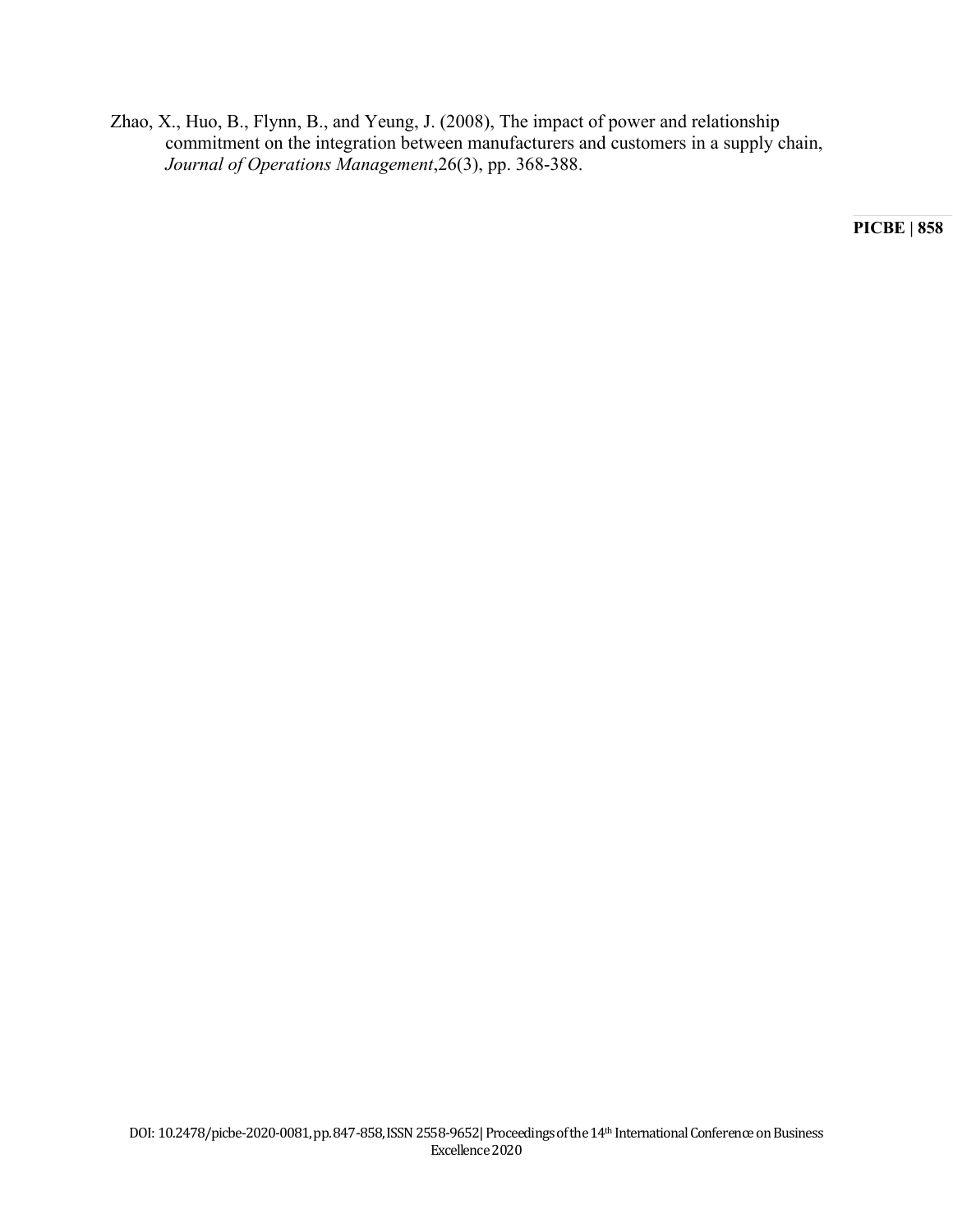Zhao, X., Huo, B., Flynn, B., and Yeung, J. (2008), The impact of power and relationship commitment on the integration between manufacturers and customers in a supply chain, *Journal of Operations Management*,26(3), pp. 368-388.